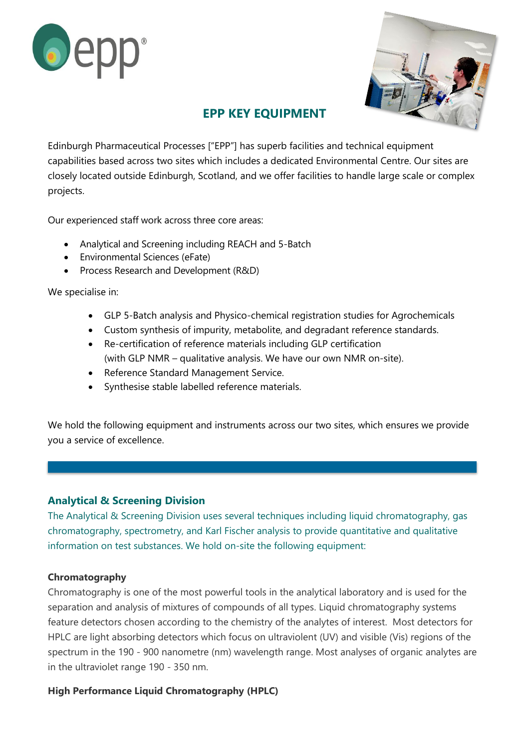# EPP KEY EQUIPMENT

Edinburgh Pharmaceutical Processes ["EPP"] has superb facilities and technical equipment capabilities based across two sites which includes a dedicated Environmental Centre. Our sites are closely located outside Edinburgh, Scotland, and we offer facilities to handle large scale or complex projects.

Our experienced staff work across three core areas:

- Analytical and Screening including REACH and 5-Batch
- Environmental Sciences (eFate)
- Process Research and Development (R&D)

We specialise in:

- GLP 5-Batch analysis and Physico-chemical registration studies for Agrochemicals
- Custom synthesis of impurity, metabolite, and degradant reference standards.
- Re-certification of reference materials including GLP certification (with GLP NMR – qualitative analysis. We have our own NMR on-site).
- Reference Standard Management Service.
- Synthesise stable labelled reference materials.

We hold the following equipment and instruments across our two sites, which ensures we provide you a service of excellence.

## Analytical & Screening Division

The Analytical & Screening Division uses several techniques including liquid chromatography, gas chromatography, spectrometry, and Karl Fischer analysis to provide quantitative and qualitative information on test substances. We hold on-site the following equipment:

### Chromatography

Chromatography is one of the most powerful tools in the analytical laboratory and is used for the separation and analysis of mixtures of compounds of all types. Liquid chromatography systems feature detectors chosen according to the chemistry of the analytes of interest. Most detectors for HPLC are light absorbing detectors which focus on ultraviolent (UV) and visible (Vis) regions of the spectrum in the 190 - 900 nanometre (nm) wavelength range. Most analyses of organic analytes are in the ultraviolet range 190 - 350 nm.

### High Performance Liquid Chromatography (HPLC)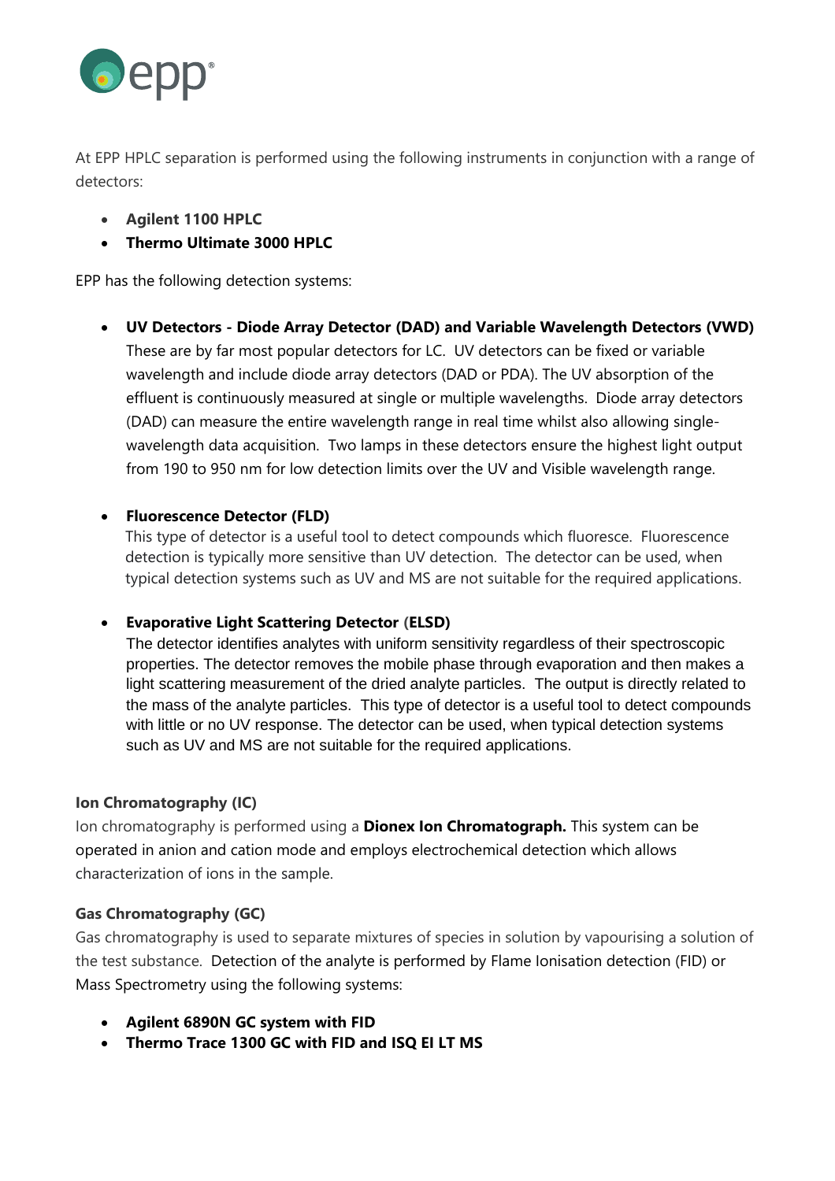At EPP HPLC separation is performed using the following instruments in conjunction with a range of detectors:

- **Agilent 1100 HPLC**
- **Thermo Ultimate 3000 HPLC**

EPP has the following detection systems:

- **UV Detectors - Diode Array Detector (DAD) and Variable Wavelength Detectors (VWD)**
  These are by far most popular detectors for LC. UV detectors can be fixed or variable wavelength and include diode array detectors (DAD or PDA). The UV absorption of the effluent is continuously measured at single or multiple wavelengths. Diode array detectors (DAD) can measure the entire wavelength range in real time whilst also allowing single-wavelength data acquisition. Two lamps in these detectors ensure the highest light output from 190 to 950 nm for low detection limits over the UV and Visible wavelength range.

- **Fluorescence Detector (FLD)**
  This type of detector is a useful tool to detect compounds which fluoresce. Fluorescence detection is typically more sensitive than UV detection. The detector can be used, when typical detection systems such as UV and MS are not suitable for the required applications.

- **Evaporative Light Scattering Detector (ELSD)**
  The detector identifies analytes with uniform sensitivity regardless of their spectroscopic properties. The detector removes the mobile phase through evaporation and then makes a light scattering measurement of the dried analyte particles. The output is directly related to the mass of the analyte particles. This type of detector is a useful tool to detect compounds with little or no UV response. The detector can be used, when typical detection systems such as UV and MS are not suitable for the required applications.

**Ion Chromatography (IC)**

Ion chromatography is performed using a **Dionex Ion Chromatograph.** This system can be operated in anion and cation mode and employs electrochemical detection which allows characterization of ions in the sample.

**Gas Chromatography (GC)**

Gas chromatography is used to separate mixtures of species in solution by vapourising a solution of the test substance. Detection of the analyte is performed by Flame Ionisation detection (FID) or Mass Spectrometry using the following systems:

- **Agilent 6890N GC system with FID**
- **Thermo Trace 1300 GC with FID and ISQ EI LT MS**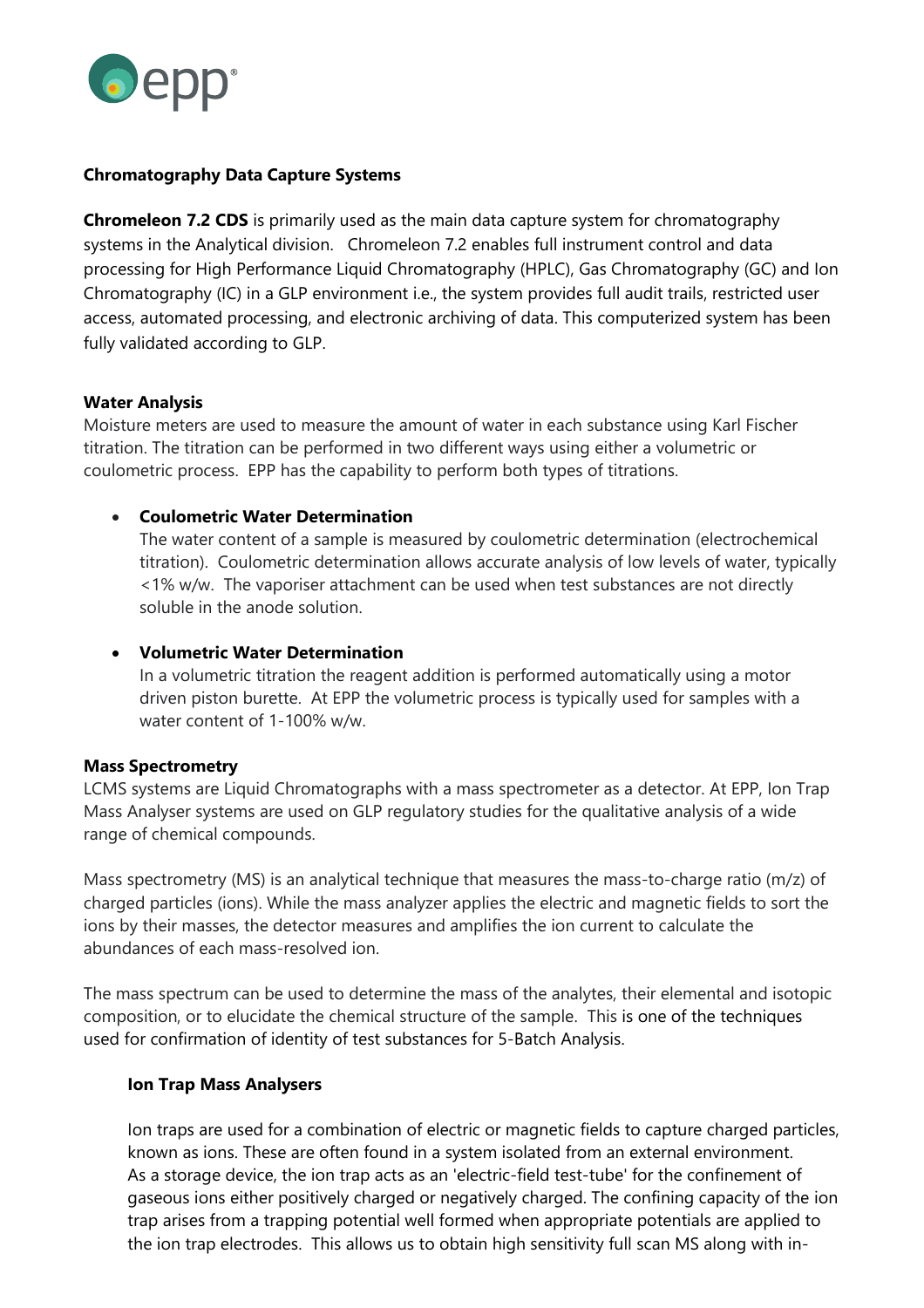**Chromatography Data Capture Systems**

**Chromeleon 7.2 CDS** is primarily used as the main data capture system for chromatography systems in the Analytical division. Chromeleon 7.2 enables full instrument control and data processing for High Performance Liquid Chromatography (HPLC), Gas Chromatography (GC) and Ion Chromatography (IC) in a GLP environment i.e., the system provides full audit trails, restricted user access, automated processing, and electronic archiving of data. This computerized system has been fully validated according to GLP.

**Water Analysis**

Moisture meters are used to measure the amount of water in each substance using Karl Fischer titration. The titration can be performed in two different ways using either a volumetric or coulometric process. EPP has the capability to perform both types of titrations.

- **Coulometric Water Determination**
  The water content of a sample is measured by coulometric determination (electrochemical titration). Coulometric determination allows accurate analysis of low levels of water, typically <1% w/w. The vaporiser attachment can be used when test substances are not directly soluble in the anode solution.

- **Volumetric Water Determination**
  In a volumetric titration the reagent addition is performed automatically using a motor driven piston burette. At EPP the volumetric process is typically used for samples with a water content of 1-100% w/w.

**Mass Spectrometry**

LCMS systems are Liquid Chromatographs with a mass spectrometer as a detector. At EPP, Ion Trap Mass Analyser systems are used on GLP regulatory studies for the qualitative analysis of a wide range of chemical compounds.

Mass spectrometry (MS) is an analytical technique that measures the mass-to-charge ratio (m/z) of charged particles (ions). While the mass analyzer applies the electric and magnetic fields to sort the ions by their masses, the detector measures and amplifies the ion current to calculate the abundances of each mass-resolved ion.

The mass spectrum can be used to determine the mass of the analytes, their elemental and isotopic composition, or to elucidate the chemical structure of the sample. This is one of the techniques used for confirmation of identity of test substances for 5-Batch Analysis.

**Ion Trap Mass Analysers**

Ion traps are used for a combination of electric or magnetic fields to capture charged particles, known as ions. These are often found in a system isolated from an external environment. As a storage device, the ion trap acts as an 'electric-field test-tube' for the confinement of gaseous ions either positively charged or negatively charged. The confining capacity of the ion trap arises from a trapping potential well formed when appropriate potentials are applied to the ion trap electrodes. This allows us to obtain high sensitivity full scan MS along with in-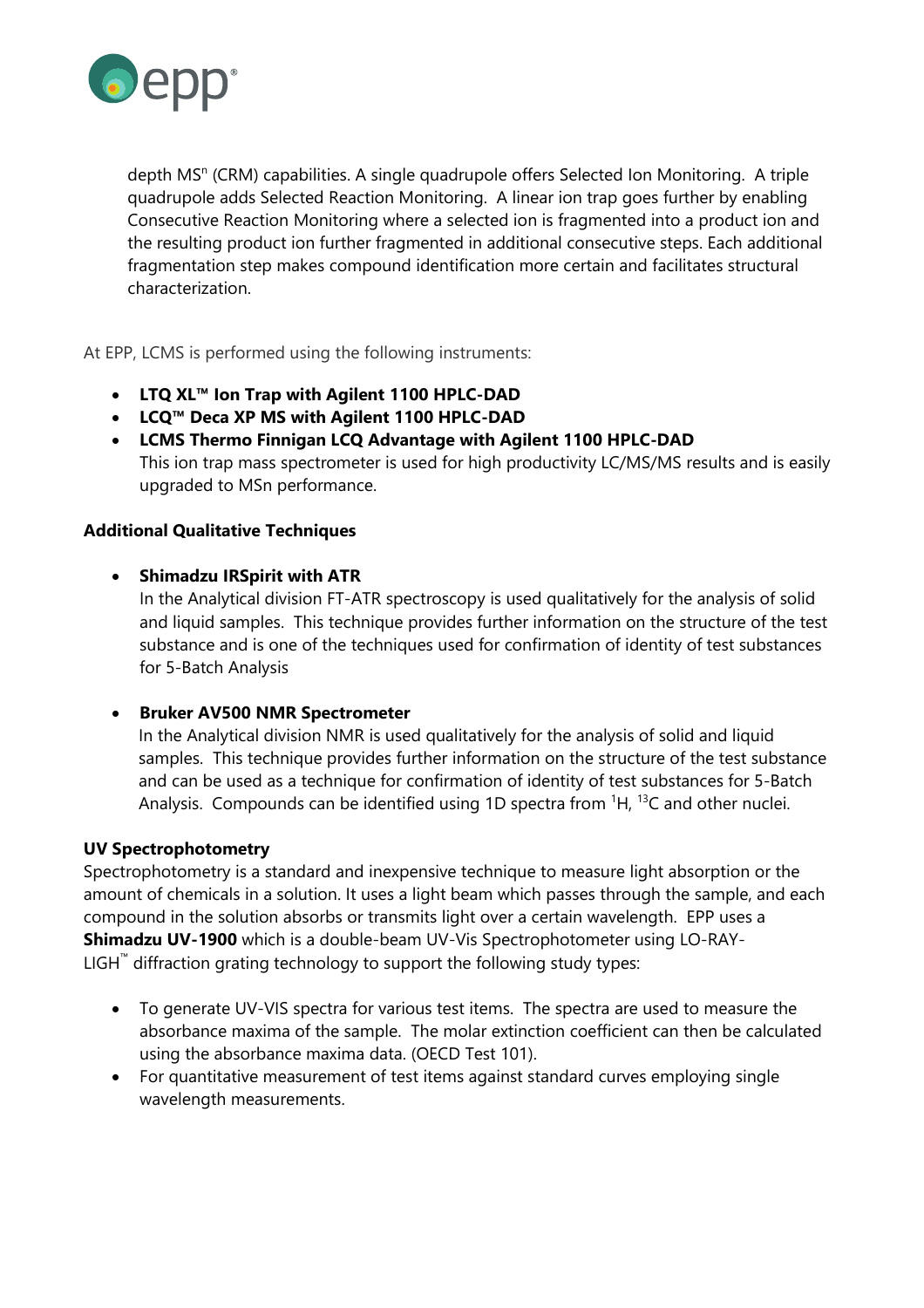depth $MS^n$ (CRM) capabilities. A single quadrupole offers Selected Ion Monitoring. A triple quadrupole adds Selected Reaction Monitoring. A linear ion trap goes further by enabling Consecutive Reaction Monitoring where a selected ion is fragmented into a product ion and the resulting product ion further fragmented in additional consecutive steps. Each additional fragmentation step makes compound identification more certain and facilitates structural characterization.

At EPP, LCMS is performed using the following instruments:

- **LTQ XL™ Ion Trap with Agilent 1100 HPLC-DAD**
- **LCQ™ Deca XP MS with Agilent 1100 HPLC-DAD**
- **LCMS Thermo Finnigan LCQ Advantage with Agilent 1100 HPLC-DAD**
  This ion trap mass spectrometer is used for high productivity LC/MS/MS results and is easily upgraded to MSn performance.

**Additional Qualitative Techniques**

- **Shimadzu IRSpirit with ATR**
  In the Analytical division FT-ATR spectroscopy is used qualitatively for the analysis of solid and liquid samples. This technique provides further information on the structure of the test substance and is one of the techniques used for confirmation of identity of test substances for 5-Batch Analysis

- **Bruker AV500 NMR Spectrometer**
  In the Analytical division NMR is used qualitatively for the analysis of solid and liquid samples. This technique provides further information on the structure of the test substance and can be used as a technique for confirmation of identity of test substances for 5-Batch Analysis. Compounds can be identified using 1D spectra from $^{1}H$, $^{13}C$ and other nuclei.

**UV Spectrophotometry**

Spectrophotometry is a standard and inexpensive technique to measure light absorption or the amount of chemicals in a solution. It uses a light beam which passes through the sample, and each compound in the solution absorbs or transmits light over a certain wavelength. EPP uses a **Shimadzu UV-1900** which is a double-beam UV-Vis Spectrophotometer using LO-RAY-LIGH™ diffraction grating technology to support the following study types:

- To generate UV-VIS spectra for various test items. The spectra are used to measure the absorbance maxima of the sample. The molar extinction coefficient can then be calculated using the absorbance maxima data. (OECD Test 101).
- For quantitative measurement of test items against standard curves employing single wavelength measurements.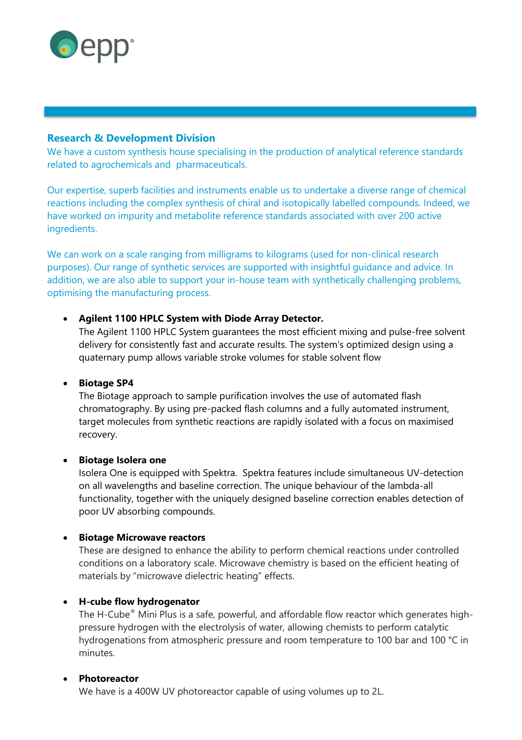## Research & Development Division

We have a custom synthesis house specialising in the production of analytical reference standards related to agrochemicals and pharmaceuticals.

Our expertise, superb facilities and instruments enable us to undertake a diverse range of chemical reactions including the complex synthesis of chiral and isotopically labelled compounds. Indeed, we have worked on impurity and metabolite reference standards associated with over 200 active ingredients.

We can work on a scale ranging from milligrams to kilograms (used for non-clinical research purposes). Our range of synthetic services are supported with insightful guidance and advice. In addition, we are also able to support your in-house team with synthetically challenging problems, optimising the manufacturing process.

- **Agilent 1100 HPLC System with Diode Array Detector.**
  The Agilent 1100 HPLC System guarantees the most efficient mixing and pulse-free solvent delivery for consistently fast and accurate results. The system's optimized design using a quaternary pump allows variable stroke volumes for stable solvent flow

- **Biotage SP4**
  The Biotage approach to sample purification involves the use of automated flash chromatography. By using pre-packed flash columns and a fully automated instrument, target molecules from synthetic reactions are rapidly isolated with a focus on maximised recovery.

- **Biotage Isolera one**
  Isolera One is equipped with Spektra. Spektra features include simultaneous UV-detection on all wavelengths and baseline correction. The unique behaviour of the lambda-all functionality, together with the uniquely designed baseline correction enables detection of poor UV absorbing compounds.

- **Biotage Microwave reactors**
  These are designed to enhance the ability to perform chemical reactions under controlled conditions on a laboratory scale. Microwave chemistry is based on the efficient heating of materials by "microwave dielectric heating" effects.

- **H-cube flow hydrogenator**
  The H-Cube® Mini Plus is a safe, powerful, and affordable flow reactor which generates high-pressure hydrogen with the electrolysis of water, allowing chemists to perform catalytic hydrogenations from atmospheric pressure and room temperature to 100 bar and 100 °C in minutes.

- **Photoreactor**
  We have is a 400W UV photoreactor capable of using volumes up to 2L.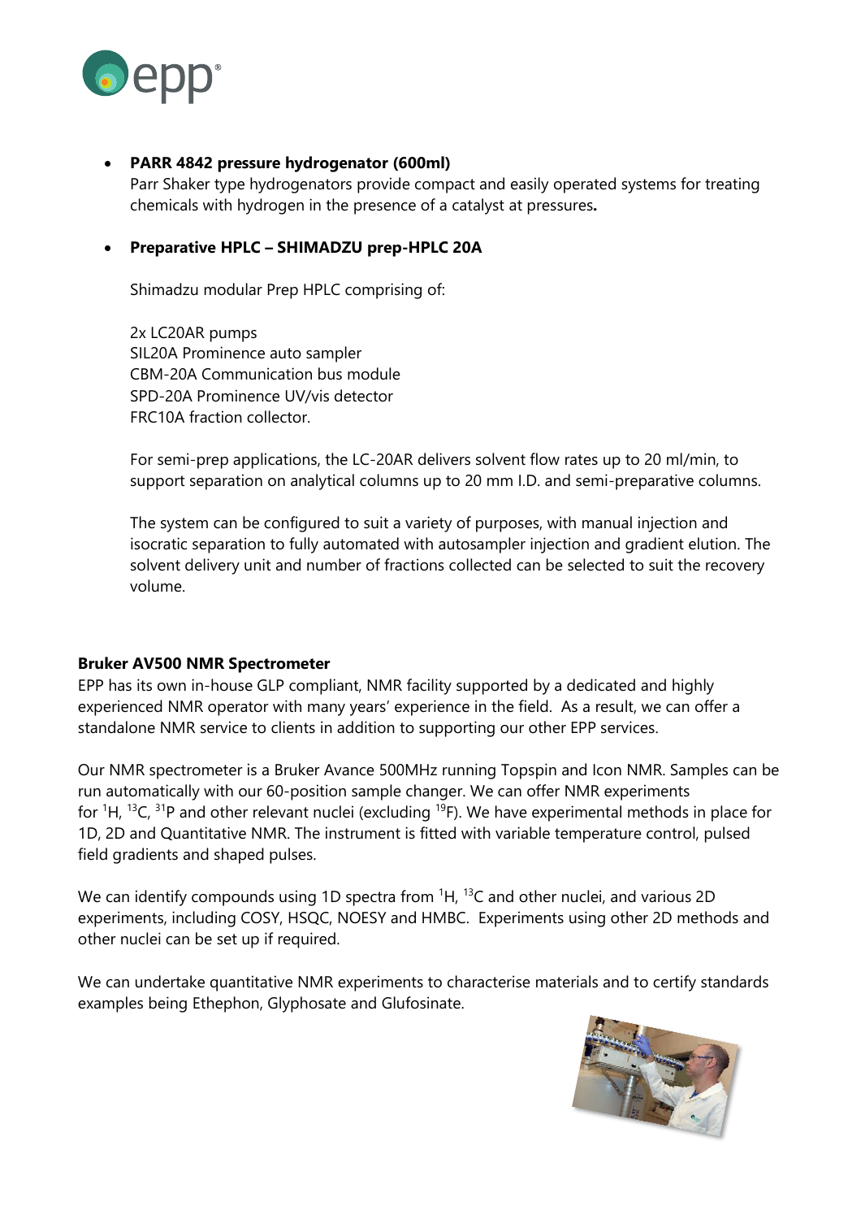- **PARR 4842 pressure hydrogenator (600ml)**
  Parr Shaker type hydrogenators provide compact and easily operated systems for treating chemicals with hydrogen in the presence of a catalyst at pressures**.**

- **Preparative HPLC – SHIMADZU prep-HPLC 20A**

  Shimadzu modular Prep HPLC comprising of:

  2x LC20AR pumps
  SIL20A Prominence auto sampler
  CBM-20A Communication bus module
  SPD-20A Prominence UV/vis detector
  FRC10A fraction collector.

  For semi-prep applications, the LC-20AR delivers solvent flow rates up to 20 ml/min, to support separation on analytical columns up to 20 mm I.D. and semi-preparative columns.

  The system can be configured to suit a variety of purposes, with manual injection and isocratic separation to fully automated with autosampler injection and gradient elution. The solvent delivery unit and number of fractions collected can be selected to suit the recovery volume.

**Bruker AV500 NMR Spectrometer**

EPP has its own in-house GLP compliant, NMR facility supported by a dedicated and highly experienced NMR operator with many years' experience in the field. As a result, we can offer a standalone NMR service to clients in addition to supporting our other EPP services.

Our NMR spectrometer is a Bruker Avance 500MHz running Topspin and Icon NMR. Samples can be run automatically with our 60-position sample changer. We can offer NMR experiments for $^{1}H$, $^{13}C$, $^{31}P$ and other relevant nuclei (excluding $^{19}F$). We have experimental methods in place for 1D, 2D and Quantitative NMR. The instrument is fitted with variable temperature control, pulsed field gradients and shaped pulses.

We can identify compounds using 1D spectra from $^{1}H$, $^{13}C$ and other nuclei, and various 2D experiments, including COSY, HSQC, NOESY and HMBC. Experiments using other 2D methods and other nuclei can be set up if required.

We can undertake quantitative NMR experiments to characterise materials and to certify standards examples being Ethephon, Glyphosate and Glufosinate.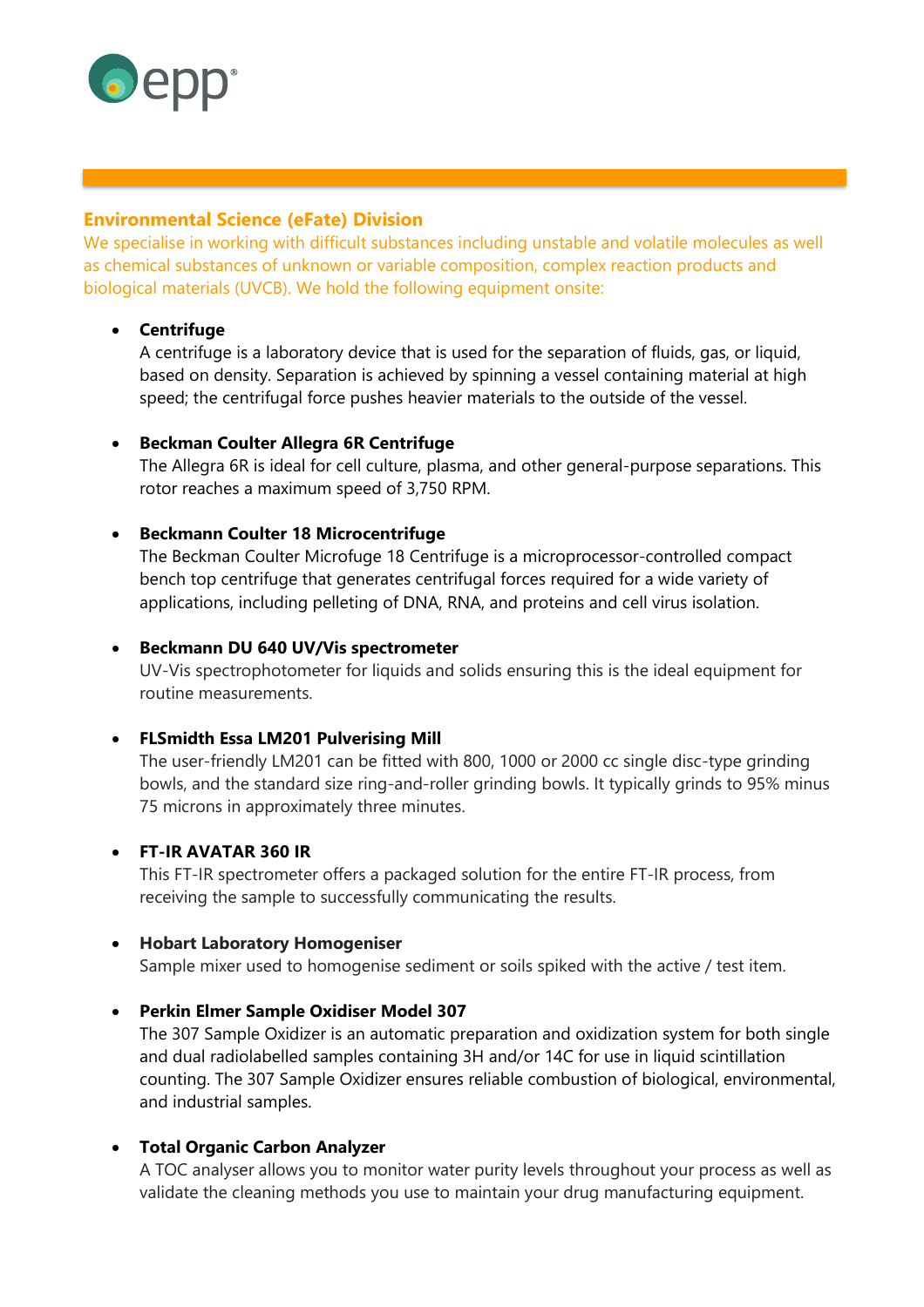## Environmental Science (eFate) Division

We specialise in working with difficult substances including unstable and volatile molecules as well as chemical substances of unknown or variable composition, complex reaction products and biological materials (UVCB). We hold the following equipment onsite:

- **Centrifuge**
  A centrifuge is a laboratory device that is used for the separation of fluids, gas, or liquid, based on density. Separation is achieved by spinning a vessel containing material at high speed; the centrifugal force pushes heavier materials to the outside of the vessel.

- **Beckman Coulter Allegra 6R Centrifuge**
  The Allegra 6R is ideal for cell culture, plasma, and other general-purpose separations. This rotor reaches a maximum speed of 3,750 RPM.

- **Beckmann Coulter 18 Microcentrifuge**
  The Beckman Coulter Microfuge 18 Centrifuge is a microprocessor-controlled compact bench top centrifuge that generates centrifugal forces required for a wide variety of applications, including pelleting of DNA, RNA, and proteins and cell virus isolation.

- **Beckmann DU 640 UV/Vis spectrometer**
  UV-Vis spectrophotometer for liquids and solids ensuring this is the ideal equipment for routine measurements.

- **FLSmidth Essa LM201 Pulverising Mill**
  The user-friendly LM201 can be fitted with 800, 1000 or 2000 cc single disc-type grinding bowls, and the standard size ring-and-roller grinding bowls. It typically grinds to 95% minus 75 microns in approximately three minutes.

- **FT-IR AVATAR 360 IR**
  This FT-IR spectrometer offers a packaged solution for the entire FT-IR process, from receiving the sample to successfully communicating the results.

- **Hobart Laboratory Homogeniser**
  Sample mixer used to homogenise sediment or soils spiked with the active / test item.

- **Perkin Elmer Sample Oxidiser Model 307**
  The 307 Sample Oxidizer is an automatic preparation and oxidization system for both single and dual radiolabelled samples containing 3H and/or 14C for use in liquid scintillation counting. The 307 Sample Oxidizer ensures reliable combustion of biological, environmental, and industrial samples.

- **Total Organic Carbon Analyzer**
  A TOC analyser allows you to monitor water purity levels throughout your process as well as validate the cleaning methods you use to maintain your drug manufacturing equipment.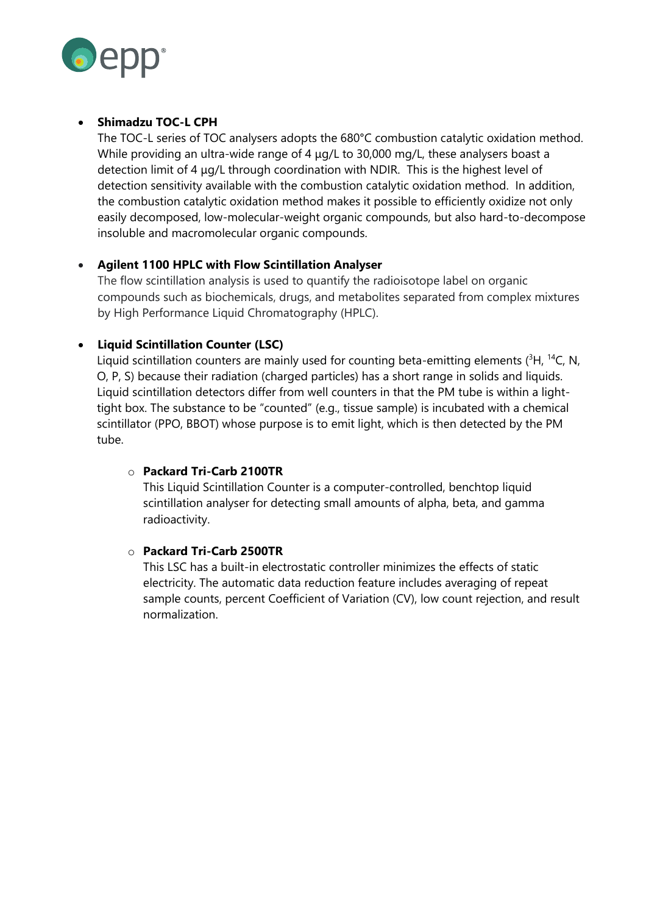- **Shimadzu TOC-L CPH**
  The TOC-L series of TOC analysers adopts the 680°C combustion catalytic oxidation method. While providing an ultra-wide range of 4 µg/L to 30,000 mg/L, these analysers boast a detection limit of 4 µg/L through coordination with NDIR. This is the highest level of detection sensitivity available with the combustion catalytic oxidation method. In addition, the combustion catalytic oxidation method makes it possible to efficiently oxidize not only easily decomposed, low-molecular-weight organic compounds, but also hard-to-decompose insoluble and macromolecular organic compounds.

- **Agilent 1100 HPLC with Flow Scintillation Analyser**
  The flow scintillation analysis is used to quantify the radioisotope label on organic compounds such as biochemicals, drugs, and metabolites separated from complex mixtures by High Performance Liquid Chromatography (HPLC).

- **Liquid Scintillation Counter (LSC)**
  Liquid scintillation counters are mainly used for counting beta-emitting elements ($^{3}H$, $^{14}C$, N, O, P, S) because their radiation (charged particles) has a short range in solids and liquids. Liquid scintillation detectors differ from well counters in that the PM tube is within a light-tight box. The substance to be "counted" (e.g., tissue sample) is incubated with a chemical scintillator (PPO, BBOT) whose purpose is to emit light, which is then detected by the PM tube.

  - **Packard Tri-Carb 2100TR**
    This Liquid Scintillation Counter is a computer-controlled, benchtop liquid scintillation analyser for detecting small amounts of alpha, beta, and gamma radioactivity.

  - **Packard Tri-Carb 2500TR**
    This LSC has a built-in electrostatic controller minimizes the effects of static electricity. The automatic data reduction feature includes averaging of repeat sample counts, percent Coefficient of Variation (CV), low count rejection, and result normalization.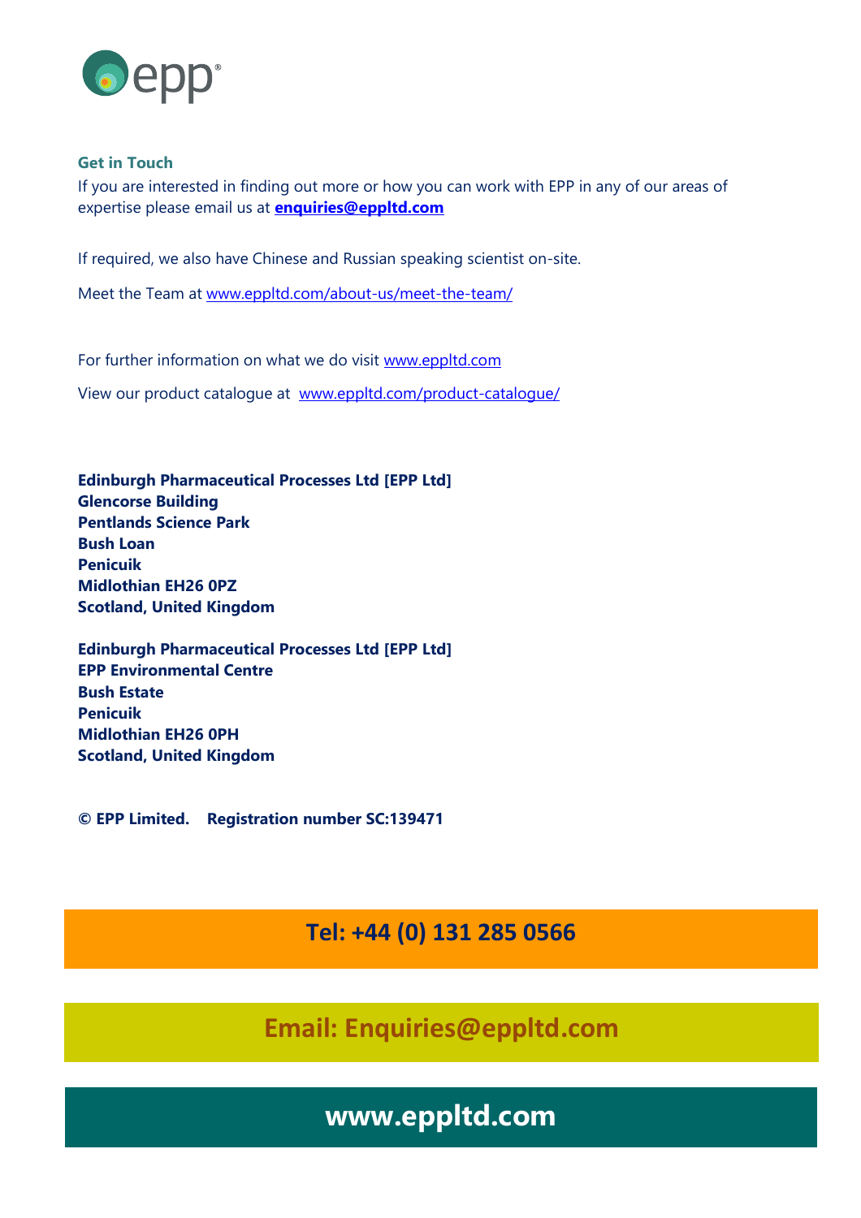## Get in Touch

If you are interested in finding out more or how you can work with EPP in any of our areas of expertise please email us at **enquiries@eppltd.com**

If required, we also have Chinese and Russian speaking scientist on-site.

Meet the Team at www.eppltd.com/about-us/meet-the-team/

For further information on what we do visit www.eppltd.com

View our product catalogue at www.eppltd.com/product-catalogue/

**Edinburgh Pharmaceutical Processes Ltd [EPP Ltd]**
**Glencorse Building**
**Pentlands Science Park**
**Bush Loan**
**Penicuik**
**Midlothian EH26 0PZ**
**Scotland, United Kingdom**

**Edinburgh Pharmaceutical Processes Ltd [EPP Ltd]**
**EPP Environmental Centre**
**Bush Estate**
**Penicuik**
**Midlothian EH26 0PH**
**Scotland, United Kingdom**

**© EPP Limited.    Registration number SC:139471**

**Tel: +44 (0) 131 285 0566**

**Email: Enquiries@eppltd.com**

**www.eppltd.com**